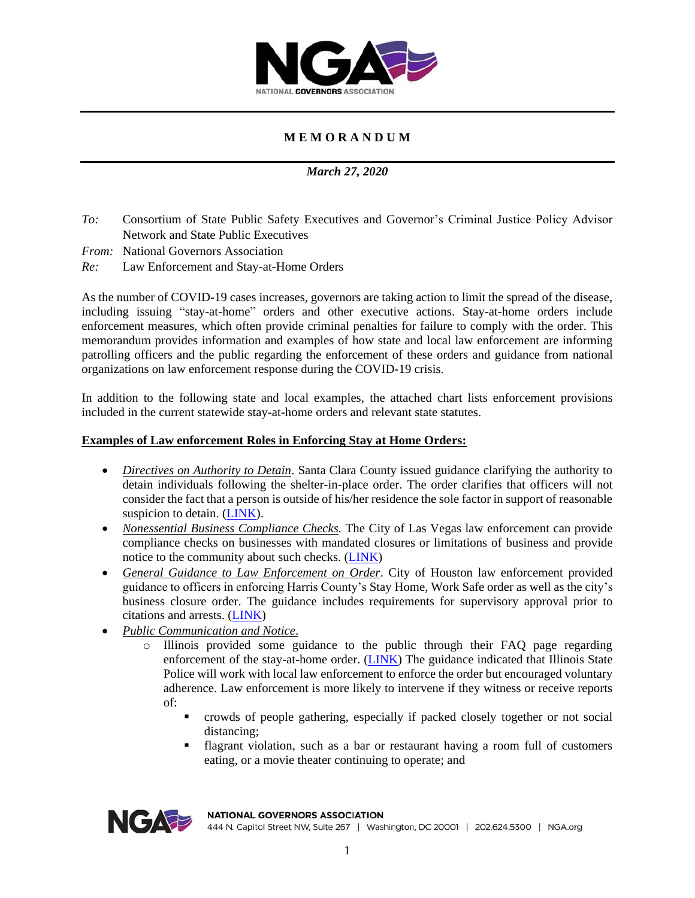# MEMORANDUM

*March 27, 2020*

*To:* Consortium of State Public Safety Executives and Governor's Criminal Justice Policy Advisor Network and State Public Executives
*From:* National Governors Association
*Re:* Law Enforcement and Stay-at-Home Orders

As the number of COVID-19 cases increases, governors are taking action to limit the spread of the disease, including issuing "stay-at-home" orders and other executive actions. Stay-at-home orders include enforcement measures, which often provide criminal penalties for failure to comply with the order. This memorandum provides information and examples of how state and local law enforcement are informing patrolling officers and the public regarding the enforcement of these orders and guidance from national organizations on law enforcement response during the COVID-19 crisis.

In addition to the following state and local examples, the attached chart lists enforcement provisions included in the current statewide stay-at-home orders and relevant state statutes.

**Examples of Law enforcement Roles in Enforcing Stay at Home Orders:**

- *Directives on Authority to Detain*. Santa Clara County issued guidance clarifying the authority to detain individuals following the shelter-in-place order. The order clarifies that officers will not consider the fact that a person is outside of his/her residence the sole factor in support of reasonable suspicion to detain. (LINK).
- *Nonessential Business Compliance Checks*. The City of Las Vegas law enforcement can provide compliance checks on businesses with mandated closures or limitations of business and provide notice to the community about such checks. (LINK)
- *General Guidance to Law Enforcement on Order*. City of Houston law enforcement provided guidance to officers in enforcing Harris County's Stay Home, Work Safe order as well as the city's business closure order. The guidance includes requirements for supervisory approval prior to citations and arrests. (LINK)
- *Public Communication and Notice*.
  - Illinois provided some guidance to the public through their FAQ page regarding enforcement of the stay-at-home order. (LINK) The guidance indicated that Illinois State Police will work with local law enforcement to enforce the order but encouraged voluntary adherence. Law enforcement is more likely to intervene if they witness or receive reports of:
    - crowds of people gathering, especially if packed closely together or not social distancing;
    - flagrant violation, such as a bar or restaurant having a room full of customers eating, or a movie theater continuing to operate; and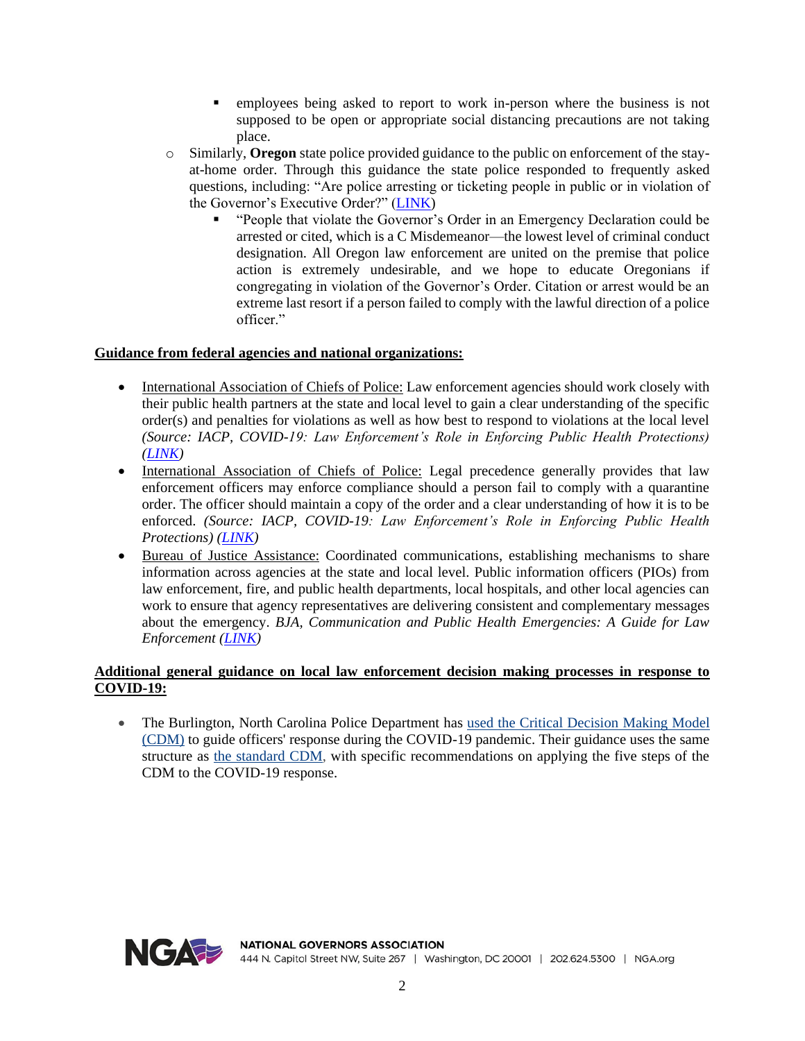- employees being asked to report to work in-person where the business is not supposed to be open or appropriate social distancing precautions are not taking place.
    - Similarly, **Oregon** state police provided guidance to the public on enforcement of the stay-at-home order. Through this guidance the state police responded to frequently asked questions, including: "Are police arresting or ticketing people in public or in violation of the Governor's Executive Order?" (LINK)
        - "People that violate the Governor's Order in an Emergency Declaration could be arrested or cited, which is a C Misdemeanor—the lowest level of criminal conduct designation. All Oregon law enforcement are united on the premise that police action is extremely undesirable, and we hope to educate Oregonians if congregating in violation of the Governor's Order. Citation or arrest would be an extreme last resort if a person failed to comply with the lawful direction of a police officer."

**Guidance from federal agencies and national organizations:**

- International Association of Chiefs of Police: Law enforcement agencies should work closely with their public health partners at the state and local level to gain a clear understanding of the specific order(s) and penalties for violations as well as how best to respond to violations at the local level *(Source: IACP, COVID-19: Law Enforcement's Role in Enforcing Public Health Protections) (LINK)*
- International Association of Chiefs of Police: Legal precedence generally provides that law enforcement officers may enforce compliance should a person fail to comply with a quarantine order. The officer should maintain a copy of the order and a clear understanding of how it is to be enforced. *(Source: IACP, COVID-19: Law Enforcement's Role in Enforcing Public Health Protections) (LINK)*
- Bureau of Justice Assistance: Coordinated communications, establishing mechanisms to share information across agencies at the state and local level. Public information officers (PIOs) from law enforcement, fire, and public health departments, local hospitals, and other local agencies can work to ensure that agency representatives are delivering consistent and complementary messages about the emergency. *BJA, Communication and Public Health Emergencies: A Guide for Law Enforcement (LINK)*

**Additional general guidance on local law enforcement decision making processes in response to COVID-19:**

- The Burlington, North Carolina Police Department has used the Critical Decision Making Model (CDM) to guide officers' response during the COVID-19 pandemic. Their guidance uses the same structure as the standard CDM, with specific recommendations on applying the five steps of the CDM to the COVID-19 response.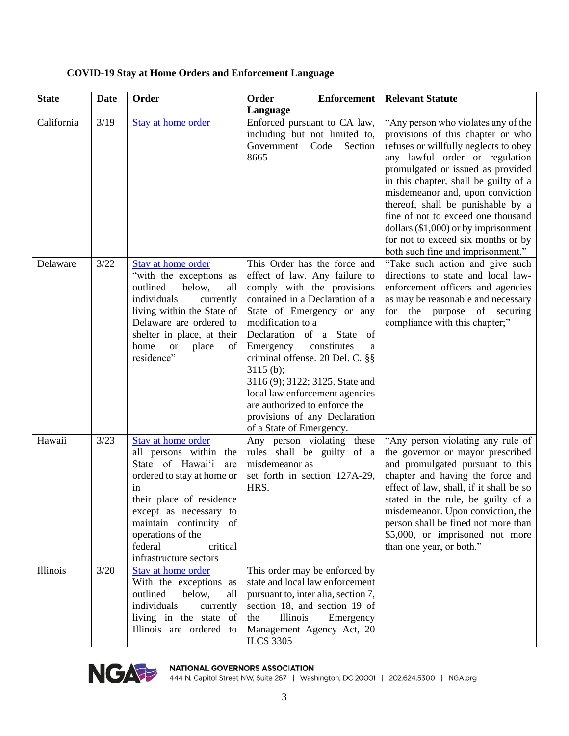**COVID-19 Stay at Home Orders and Enforcement Language**

| State | Date | Order | Order Enforcement Language | Relevant Statute |
|---|---|---|---|---|
| California | 3/19 | Stay at home order | Enforced pursuant to CA law, including but not limited to, Government Code Section 8665 | "Any person who violates any of the provisions of this chapter or who refuses or willfully neglects to obey any lawful order or regulation promulgated or issued as provided in this chapter, shall be guilty of a misdemeanor and, upon conviction thereof, shall be punishable by a fine of not to exceed one thousand dollars ($1,000) or by imprisonment for not to exceed six months or by both such fine and imprisonment." |
| Delaware | 3/22 | Stay at home order "with the exceptions as outlined below, all individuals currently living within the State of Delaware are ordered to shelter in place, at their home or place of residence" | This Order has the force and effect of law. Any failure to comply with the provisions contained in a Declaration of a State of Emergency or any modification to a Declaration of a State of Emergency constitutes a criminal offense. 20 Del. C. §§ 3115 (b); 3116 (9); 3122; 3125. State and local law enforcement agencies are authorized to enforce the provisions of any Declaration of a State of Emergency. | "Take such action and give such directions to state and local law-enforcement officers and agencies as may be reasonable and necessary for the purpose of securing compliance with this chapter;" |
| Hawaii | 3/23 | Stay at home order all persons within the State of Hawai'i are ordered to stay at home or in their place of residence except as necessary to maintain continuity of operations of the federal critical infrastructure sectors | Any person violating these rules shall be guilty of a misdemeanor as set forth in section 127A-29, HRS. | "Any person violating any rule of the governor or mayor prescribed and promulgated pursuant to this chapter and having the force and effect of law, shall, if it shall be so stated in the rule, be guilty of a misdemeanor. Upon conviction, the person shall be fined not more than $5,000, or imprisoned not more than one year, or both." |
| Illinois | 3/20 | Stay at home order With the exceptions as outlined below, all individuals currently living in the state of Illinois are ordered to | This order may be enforced by state and local law enforcement pursuant to, inter alia, section 7, section 18, and section 19 of the Illinois Emergency Management Agency Act, 20 ILCS 3305 | |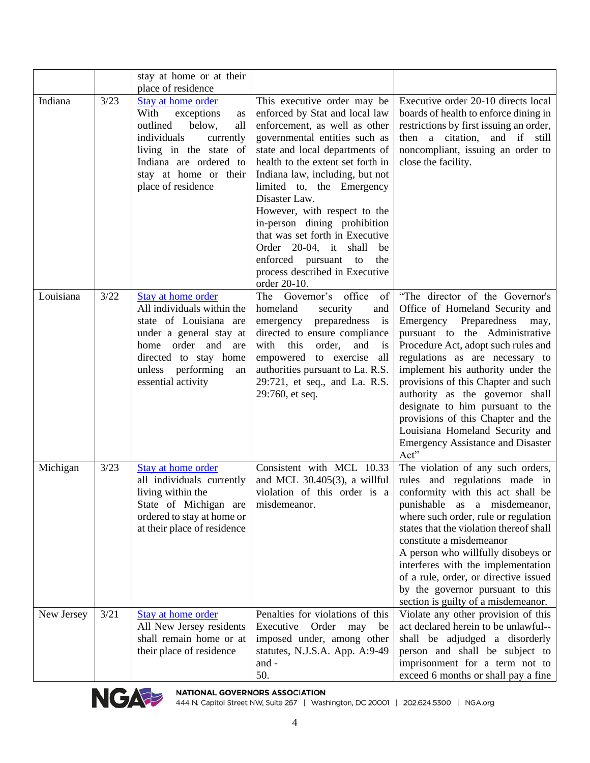| | | stay at home or at their place of residence | | |
|---|---|---|---|---|
| Indiana | 3/23 | [Stay at home order](#) With exceptions as outlined below, all individuals currently living in the state of Indiana are ordered to stay at home or their place of residence | This executive order may be enforced by Stat and local law enforcement, as well as other governmental entities such as state and local departments of health to the extent set forth in Indiana law, including, but not limited to, the Emergency Disaster Law. However, with respect to the in-person dining prohibition that was set forth in Executive Order 20-04, it shall be enforced pursuant to the process described in Executive order 20-10. | Executive order 20-10 directs local boards of health to enforce dining in restrictions by first issuing an order, then a citation, and if still noncompliant, issuing an order to close the facility. |
| Louisiana | 3/22 | [Stay at home order](#) All individuals within the state of Louisiana are under a general stay at home order and are directed to stay home unless performing an essential activity | The Governor's office of homeland security and emergency preparedness is directed to ensure compliance with this order, and is empowered to exercise all authorities pursuant to La. R.S. 29:721, et seq., and La. R.S. 29:760, et seq. | "The director of the Governor's Office of Homeland Security and Emergency Preparedness may, pursuant to the Administrative Procedure Act, adopt such rules and regulations as are necessary to implement his authority under the provisions of this Chapter and such authority as the governor shall designate to him pursuant to the provisions of this Chapter and the Louisiana Homeland Security and Emergency Assistance and Disaster Act" |
| Michigan | 3/23 | [Stay at home order](#) all individuals currently living within the State of Michigan are ordered to stay at home or at their place of residence | Consistent with MCL 10.33 and MCL 30.405(3), a willful violation of this order is a misdemeanor. | The violation of any such orders, rules and regulations made in conformity with this act shall be punishable as a misdemeanor, where such order, rule or regulation states that the violation thereof shall constitute a misdemeanor<br>A person who willfully disobeys or interferes with the implementation of a rule, order, or directive issued by the governor pursuant to this section is guilty of a misdemeanor. |
| New Jersey | 3/21 | [Stay at home order](#) All New Jersey residents shall remain home or at their place of residence | Penalties for violations of this Executive Order may be imposed under, among other statutes, N.J.S.A. App. A:9-49 and - 50. | Violate any other provision of this act declared herein to be unlawful--shall be adjudged a disorderly person and shall be subject to imprisonment for a term not to exceed 6 months or shall pay a fine |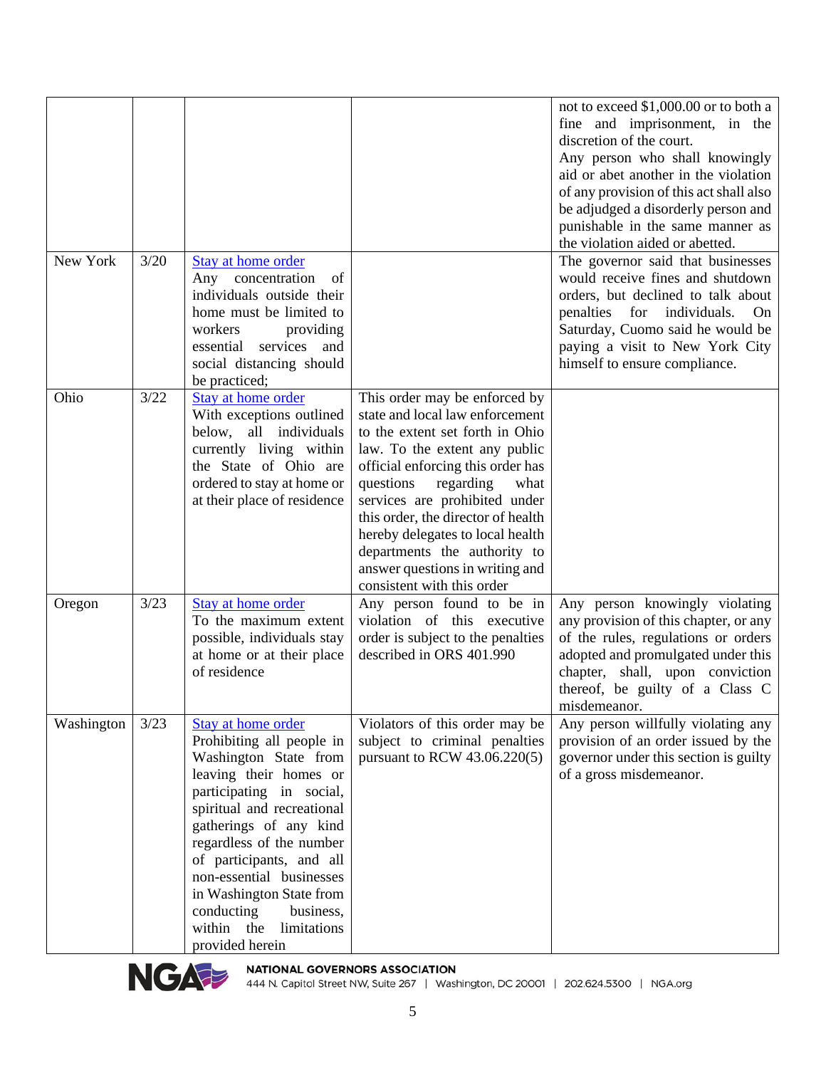| | | | | |
|---|---|---|---|---|
| | | | | not to exceed $1,000.00 or to both a fine and imprisonment, in the discretion of the court. Any person who shall knowingly aid or abet another in the violation of any provision of this act shall also be adjudged a disorderly person and punishable in the same manner as the violation aided or abetted. |
| New York | 3/20 | Stay at home order Any concentration of individuals outside their home must be limited to workers providing essential services and social distancing should be practiced; | | The governor said that businesses would receive fines and shutdown orders, but declined to talk about penalties for individuals. On Saturday, Cuomo said he would be paying a visit to New York City himself to ensure compliance. |
| Ohio | 3/22 | Stay at home order With exceptions outlined below, all individuals currently living within the State of Ohio are ordered to stay at home or at their place of residence | This order may be enforced by state and local law enforcement to the extent set forth in Ohio law. To the extent any public official enforcing this order has questions regarding what services are prohibited under this order, the director of health hereby delegates to local health departments the authority to answer questions in writing and consistent with this order | |
| Oregon | 3/23 | Stay at home order To the maximum extent possible, individuals stay at home or at their place of residence | Any person found to be in violation of this executive order is subject to the penalties described in ORS 401.990 | Any person knowingly violating any provision of this chapter, or any of the rules, regulations or orders adopted and promulgated under this chapter, shall, upon conviction thereof, be guilty of a Class C misdemeanor. |
| Washington | 3/23 | Stay at home order Prohibiting all people in Washington State from leaving their homes or participating in social, spiritual and recreational gatherings of any kind regardless of the number of participants, and all non-essential businesses in Washington State from conducting business, within the limitations provided herein | Violators of this order may be subject to criminal penalties pursuant to RCW 43.06.220(5) | Any person willfully violating any provision of an order issued by the governor under this section is guilty of a gross misdemeanor. |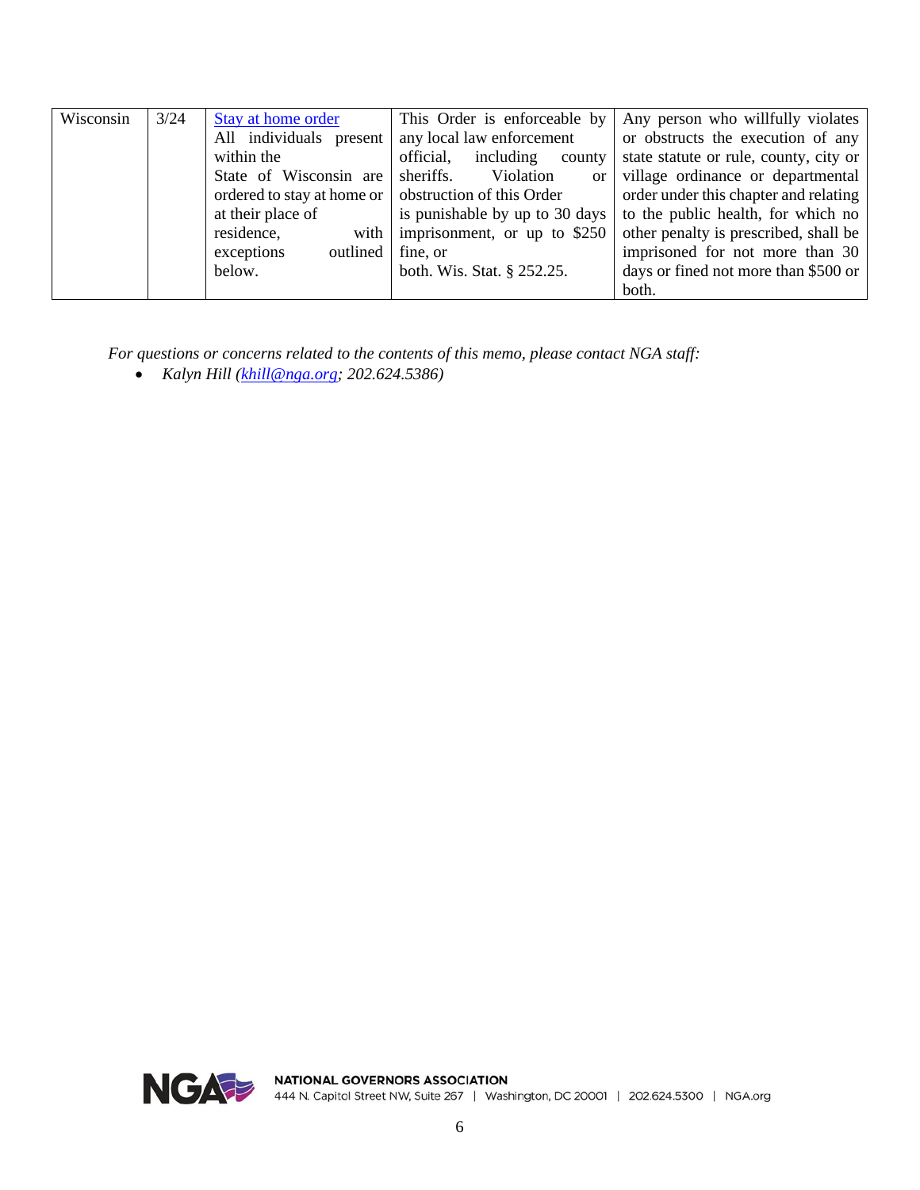| | | | | |
|---|---|---|---|---|
| Wisconsin | 3/24 | Stay at home order All individuals present within the State of Wisconsin are ordered to stay at home or at their place of residence, with exceptions outlined below. | This Order is enforceable by any local law enforcement official, including county sheriffs. Violation or obstruction of this Order is punishable by up to 30 days imprisonment, or up to $250 fine, or both. Wis. Stat. § 252.25. | Any person who willfully violates or obstructs the execution of any state statute or rule, county, city or village ordinance or departmental order under this chapter and relating to the public health, for which no other penalty is prescribed, shall be imprisoned for not more than 30 days or fined not more than $500 or both. |

*For questions or concerns related to the contents of this memo, please contact NGA staff:*

- *Kalyn Hill (khill@nga.org; 202.624.5386)*